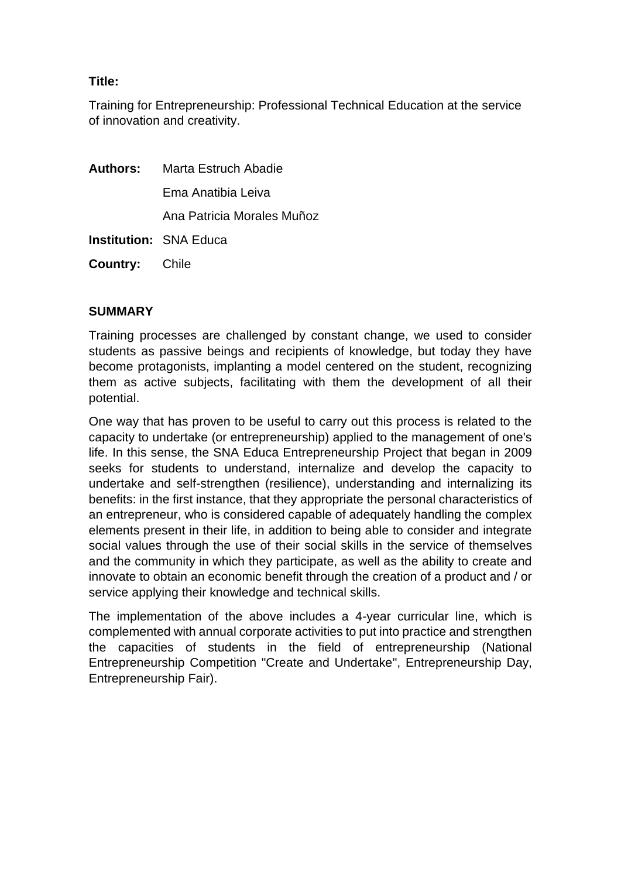**Title:**

Training for Entrepreneurship: Professional Technical Education at the service of innovation and creativity.

**Authors:** Marta Estruch Abadie

Ema Anatibia Leiva

Ana Patricia Morales Muñoz

**Institution:** SNA Educa

**Country:** Chile

## SUMMARY

Training processes are challenged by constant change, we used to consider students as passive beings and recipients of knowledge, but today they have become protagonists, implanting a model centered on the student, recognizing them as active subjects, facilitating with them the development of all their potential.

One way that has proven to be useful to carry out this process is related to the capacity to undertake (or entrepreneurship) applied to the management of one's life. In this sense, the SNA Educa Entrepreneurship Project that began in 2009 seeks for students to understand, internalize and develop the capacity to undertake and self-strengthen (resilience), understanding and internalizing its benefits: in the first instance, that they appropriate the personal characteristics of an entrepreneur, who is considered capable of adequately handling the complex elements present in their life, in addition to being able to consider and integrate social values through the use of their social skills in the service of themselves and the community in which they participate, as well as the ability to create and innovate to obtain an economic benefit through the creation of a product and / or service applying their knowledge and technical skills.

The implementation of the above includes a 4-year curricular line, which is complemented with annual corporate activities to put into practice and strengthen the capacities of students in the field of entrepreneurship (National Entrepreneurship Competition "Create and Undertake", Entrepreneurship Day, Entrepreneurship Fair).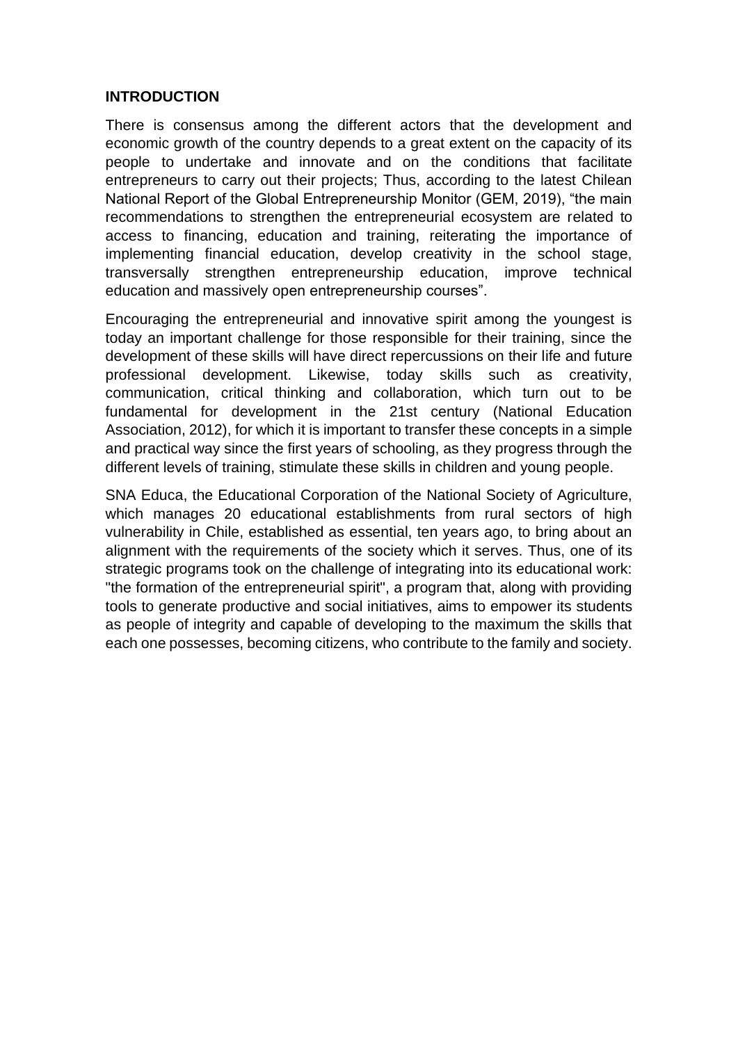## INTRODUCTION

There is consensus among the different actors that the development and economic growth of the country depends to a great extent on the capacity of its people to undertake and innovate and on the conditions that facilitate entrepreneurs to carry out their projects; Thus, according to the latest Chilean National Report of the Global Entrepreneurship Monitor (GEM, 2019), "the main recommendations to strengthen the entrepreneurial ecosystem are related to access to financing, education and training, reiterating the importance of implementing financial education, develop creativity in the school stage, transversally strengthen entrepreneurship education, improve technical education and massively open entrepreneurship courses".

Encouraging the entrepreneurial and innovative spirit among the youngest is today an important challenge for those responsible for their training, since the development of these skills will have direct repercussions on their life and future professional development. Likewise, today skills such as creativity, communication, critical thinking and collaboration, which turn out to be fundamental for development in the 21st century (National Education Association, 2012), for which it is important to transfer these concepts in a simple and practical way since the first years of schooling, as they progress through the different levels of training, stimulate these skills in children and young people.

SNA Educa, the Educational Corporation of the National Society of Agriculture, which manages 20 educational establishments from rural sectors of high vulnerability in Chile, established as essential, ten years ago, to bring about an alignment with the requirements of the society which it serves. Thus, one of its strategic programs took on the challenge of integrating into its educational work: "the formation of the entrepreneurial spirit", a program that, along with providing tools to generate productive and social initiatives, aims to empower its students as people of integrity and capable of developing to the maximum the skills that each one possesses, becoming citizens, who contribute to the family and society.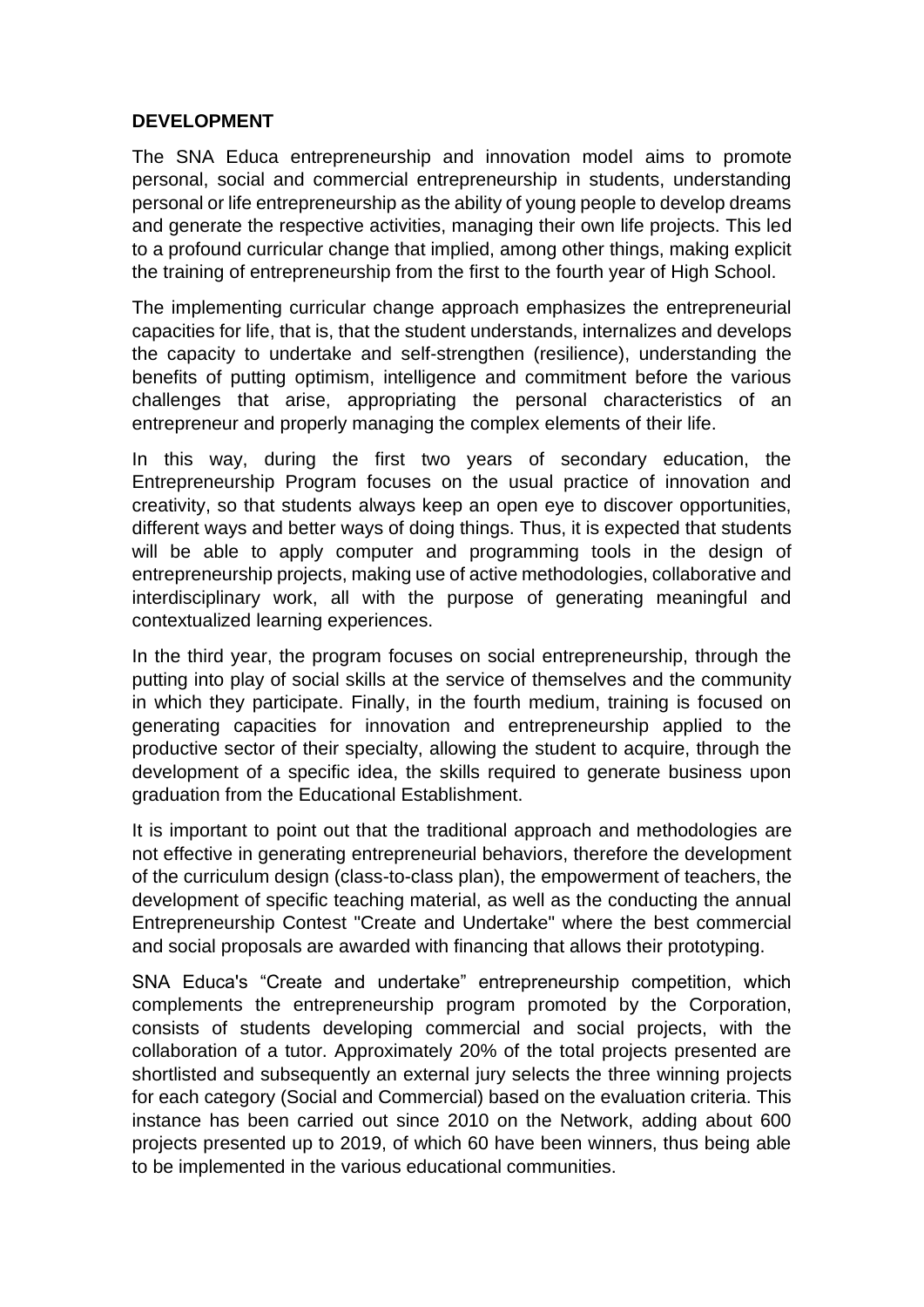**DEVELOPMENT**

The SNA Educa entrepreneurship and innovation model aims to promote personal, social and commercial entrepreneurship in students, understanding personal or life entrepreneurship as the ability of young people to develop dreams and generate the respective activities, managing their own life projects. This led to a profound curricular change that implied, among other things, making explicit the training of entrepreneurship from the first to the fourth year of High School.

The implementing curricular change approach emphasizes the entrepreneurial capacities for life, that is, that the student understands, internalizes and develops the capacity to undertake and self-strengthen (resilience), understanding the benefits of putting optimism, intelligence and commitment before the various challenges that arise, appropriating the personal characteristics of an entrepreneur and properly managing the complex elements of their life.

In this way, during the first two years of secondary education, the Entrepreneurship Program focuses on the usual practice of innovation and creativity, so that students always keep an open eye to discover opportunities, different ways and better ways of doing things. Thus, it is expected that students will be able to apply computer and programming tools in the design of entrepreneurship projects, making use of active methodologies, collaborative and interdisciplinary work, all with the purpose of generating meaningful and contextualized learning experiences.

In the third year, the program focuses on social entrepreneurship, through the putting into play of social skills at the service of themselves and the community in which they participate. Finally, in the fourth medium, training is focused on generating capacities for innovation and entrepreneurship applied to the productive sector of their specialty, allowing the student to acquire, through the development of a specific idea, the skills required to generate business upon graduation from the Educational Establishment.

It is important to point out that the traditional approach and methodologies are not effective in generating entrepreneurial behaviors, therefore the development of the curriculum design (class-to-class plan), the empowerment of teachers, the development of specific teaching material, as well as the conducting the annual Entrepreneurship Contest "Create and Undertake" where the best commercial and social proposals are awarded with financing that allows their prototyping.

SNA Educa's "Create and undertake" entrepreneurship competition, which complements the entrepreneurship program promoted by the Corporation, consists of students developing commercial and social projects, with the collaboration of a tutor. Approximately 20% of the total projects presented are shortlisted and subsequently an external jury selects the three winning projects for each category (Social and Commercial) based on the evaluation criteria. This instance has been carried out since 2010 on the Network, adding about 600 projects presented up to 2019, of which 60 have been winners, thus being able to be implemented in the various educational communities.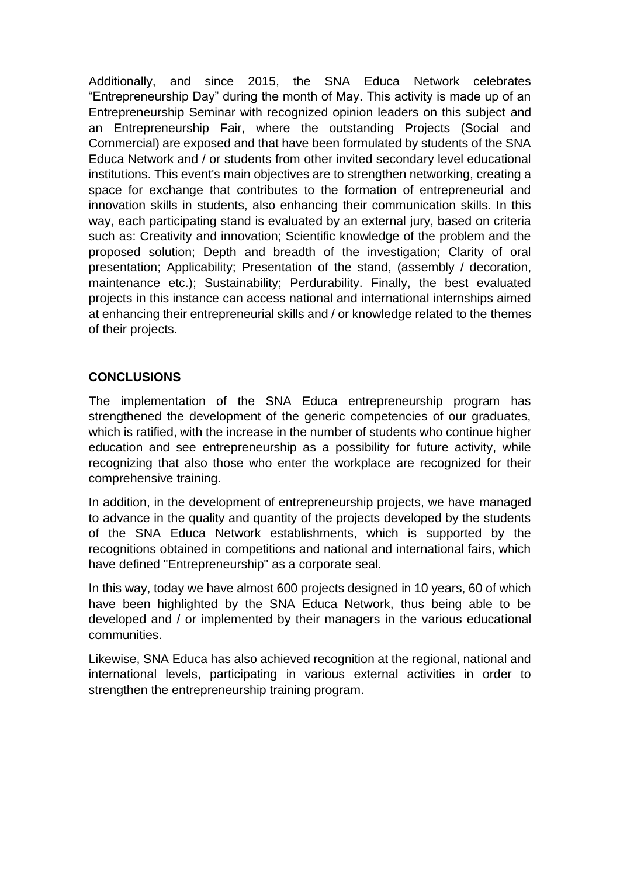Additionally, and since 2015, the SNA Educa Network celebrates "Entrepreneurship Day" during the month of May. This activity is made up of an Entrepreneurship Seminar with recognized opinion leaders on this subject and an Entrepreneurship Fair, where the outstanding Projects (Social and Commercial) are exposed and that have been formulated by students of the SNA Educa Network and / or students from other invited secondary level educational institutions. This event's main objectives are to strengthen networking, creating a space for exchange that contributes to the formation of entrepreneurial and innovation skills in students, also enhancing their communication skills. In this way, each participating stand is evaluated by an external jury, based on criteria such as: Creativity and innovation; Scientific knowledge of the problem and the proposed solution; Depth and breadth of the investigation; Clarity of oral presentation; Applicability; Presentation of the stand, (assembly / decoration, maintenance etc.); Sustainability; Perdurability. Finally, the best evaluated projects in this instance can access national and international internships aimed at enhancing their entrepreneurial skills and / or knowledge related to the themes of their projects.

## CONCLUSIONS

The implementation of the SNA Educa entrepreneurship program has strengthened the development of the generic competencies of our graduates, which is ratified, with the increase in the number of students who continue higher education and see entrepreneurship as a possibility for future activity, while recognizing that also those who enter the workplace are recognized for their comprehensive training.

In addition, in the development of entrepreneurship projects, we have managed to advance in the quality and quantity of the projects developed by the students of the SNA Educa Network establishments, which is supported by the recognitions obtained in competitions and national and international fairs, which have defined "Entrepreneurship" as a corporate seal.

In this way, today we have almost 600 projects designed in 10 years, 60 of which have been highlighted by the SNA Educa Network, thus being able to be developed and / or implemented by their managers in the various educational communities.

Likewise, SNA Educa has also achieved recognition at the regional, national and international levels, participating in various external activities in order to strengthen the entrepreneurship training program.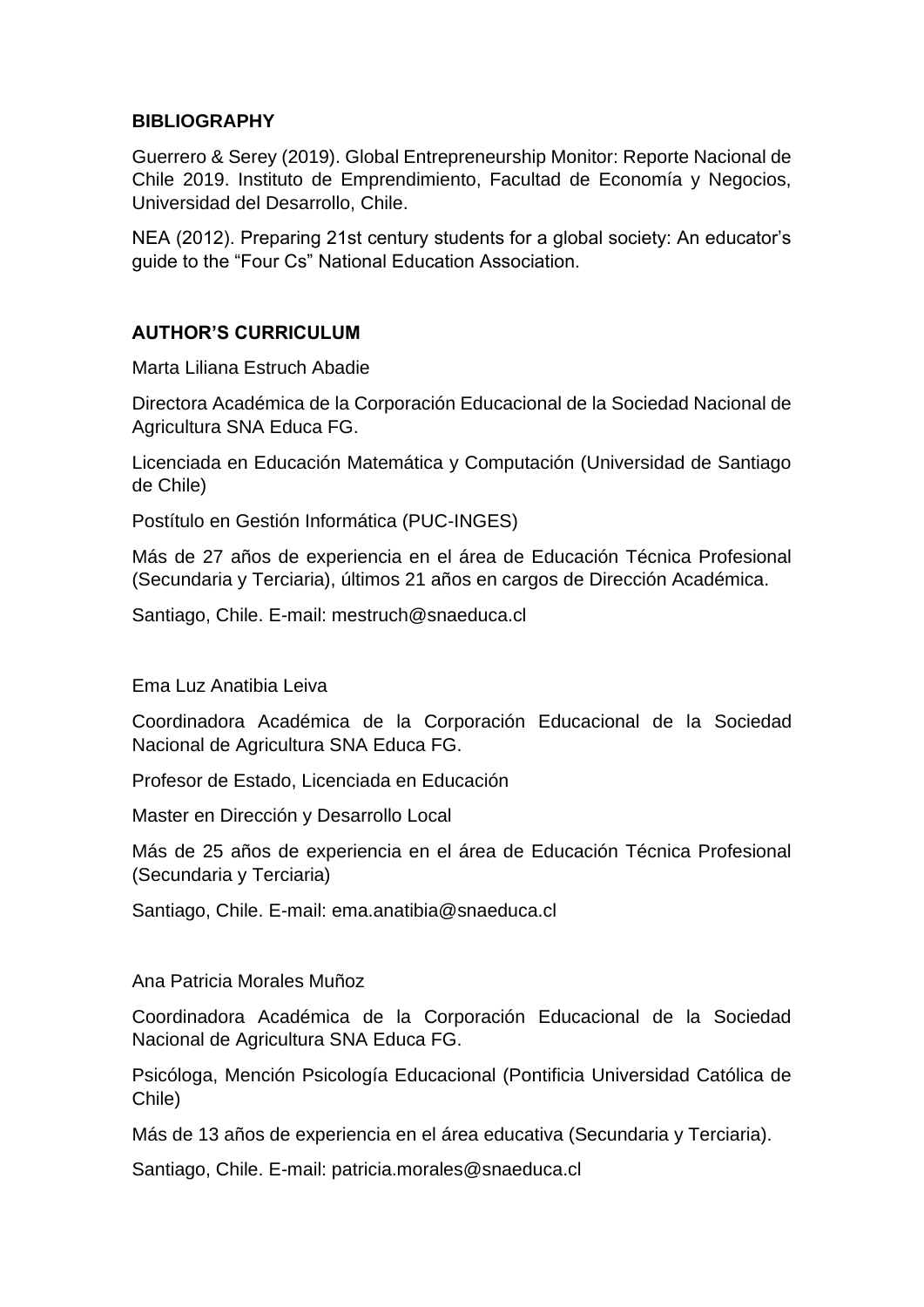## BIBLIOGRAPHY

Guerrero & Serey (2019). Global Entrepreneurship Monitor: Reporte Nacional de Chile 2019. Instituto de Emprendimiento, Facultad de Economía y Negocios, Universidad del Desarrollo, Chile.

NEA (2012). Preparing 21st century students for a global society: An educator's guide to the "Four Cs" National Education Association.

## AUTHOR'S CURRICULUM

Marta Liliana Estruch Abadie

Directora Académica de la Corporación Educacional de la Sociedad Nacional de Agricultura SNA Educa FG.

Licenciada en Educación Matemática y Computación (Universidad de Santiago de Chile)

Postítulo en Gestión Informática (PUC-INGES)

Más de 27 años de experiencia en el área de Educación Técnica Profesional (Secundaria y Terciaria), últimos 21 años en cargos de Dirección Académica.

Santiago, Chile. E-mail: mestruch@snaeduca.cl

Ema Luz Anatibia Leiva

Coordinadora Académica de la Corporación Educacional de la Sociedad Nacional de Agricultura SNA Educa FG.

Profesor de Estado, Licenciada en Educación

Master en Dirección y Desarrollo Local

Más de 25 años de experiencia en el área de Educación Técnica Profesional (Secundaria y Terciaria)

Santiago, Chile. E-mail: ema.anatibia@snaeduca.cl

Ana Patricia Morales Muñoz

Coordinadora Académica de la Corporación Educacional de la Sociedad Nacional de Agricultura SNA Educa FG.

Psicóloga, Mención Psicología Educacional (Pontificia Universidad Católica de Chile)

Más de 13 años de experiencia en el área educativa (Secundaria y Terciaria).

Santiago, Chile. E-mail: patricia.morales@snaeduca.cl